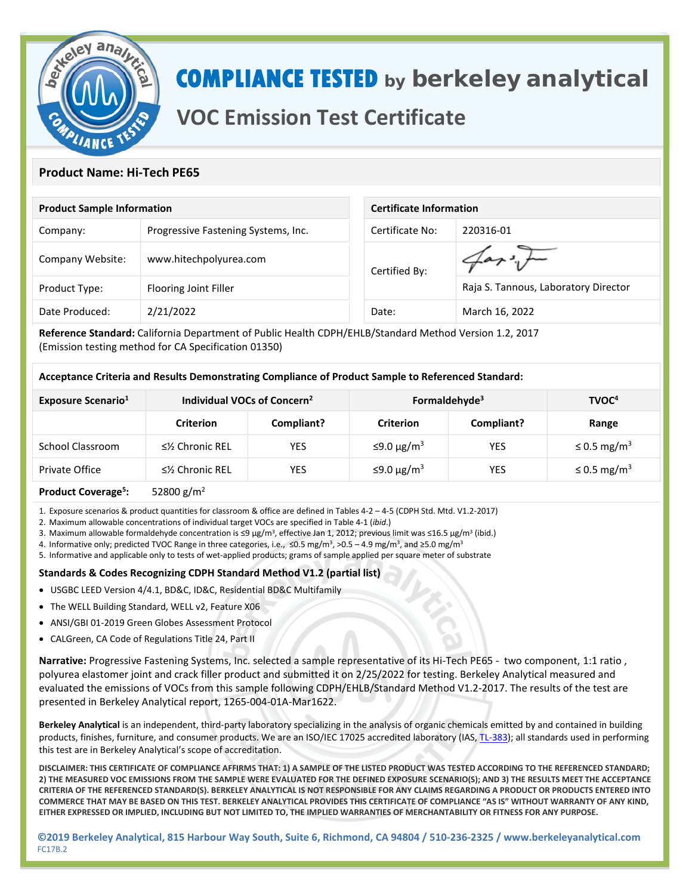# COMPLIANCE TESTED by berkeley analytical

## VOC Emission Test Certificate

### Product Name: Hi-Tech PE65

| Product Sample Information | |
|---|---|
| Company: | Progressive Fastening Systems, Inc. |
| Company Website: | www.hitechpolyurea.com |
| Product Type: | Flooring Joint Filler |
| Date Produced: | 2/21/2022 |

| Certificate Information | |
|---|---|
| Certificate No: | 220316-01 |
| Certified By: | Raja S. Tannous, Laboratory Director |
| Date: | March 16, 2022 |

**Reference Standard:** California Department of Public Health CDPH/EHLB/Standard Method Version 1.2, 2017 (Emission testing method for CA Specification 01350)

**Acceptance Criteria and Results Demonstrating Compliance of Product Sample to Referenced Standard:**

| Exposure Scenario[1] | Individual VOCs of Concern[2] | | Formaldehyde[3] | | TVOC[4] |
|---|---|---|---|---|---|
| | Criterion | Compliant? | Criterion | Compliant? | Range |
| School Classroom | ≤½ Chronic REL | YES | ≤9.0 μg/m$^3$ | YES | ≤ 0.5 mg/m$^3$ |
| Private Office | ≤½ Chronic REL | YES | ≤9.0 μg/m$^3$ | YES | ≤ 0.5 mg/m$^3$ |

**Product Coverage[5]:** 52800 g/m$^2$

1. Exposure scenarios & product quantities for classroom & office are defined in Tables 4-2 – 4-5 (CDPH Std. Mtd. V1.2-2017)
2. Maximum allowable concentrations of individual target VOCs are specified in Table 4-1 (*ibid*.)
3. Maximum allowable formaldehyde concentration is ≤9 μg/m$^3$, effective Jan 1, 2012; previous limit was ≤16.5 μg/m$^3$ (ibid.)
4. Informative only; predicted TVOC Range in three categories, i.e., ≤0.5 mg/m$^3$, >0.5 – 4.9 mg/m$^3$, and ≥5.0 mg/m$^3$
5. Informative and applicable only to tests of wet-applied products; grams of sample applied per square meter of substrate

**Standards & Codes Recognizing CDPH Standard Method V1.2 (partial list)**

- USGBC LEED Version 4/4.1, BD&C, ID&C, Residential BD&C Multifamily
- The WELL Building Standard, WELL v2, Feature X06
- ANSI/GBI 01-2019 Green Globes Assessment Protocol
- CALGreen, CA Code of Regulations Title 24, Part II

**Narrative:** Progressive Fastening Systems, Inc. selected a sample representative of its Hi-Tech PE65 - two component, 1:1 ratio , polyurea elastomer joint and crack filler product and submitted it on 2/25/2022 for testing. Berkeley Analytical measured and evaluated the emissions of VOCs from this sample following CDPH/EHLB/Standard Method V1.2-2017. The results of the test are presented in Berkeley Analytical report, 1265-004-01A-Mar1622.

**Berkeley Analytical** is an independent, third-party laboratory specializing in the analysis of organic chemicals emitted by and contained in building products, finishes, furniture, and consumer products. We are an ISO/IEC 17025 accredited laboratory (IAS, TL-383); all standards used in performing this test are in Berkeley Analytical's scope of accreditation.

**DISCLAIMER: THIS CERTIFICATE OF COMPLIANCE AFFIRMS THAT: 1) A SAMPLE OF THE LISTED PRODUCT WAS TESTED ACCORDING TO THE REFERENCED STANDARD; 2) THE MEASURED VOC EMISSIONS FROM THE SAMPLE WERE EVALUATED FOR THE DEFINED EXPOSURE SCENARIO(S); AND 3) THE RESULTS MEET THE ACCEPTANCE CRITERIA OF THE REFERENCED STANDARD(S). BERKELEY ANALYTICAL IS NOT RESPONSIBLE FOR ANY CLAIMS REGARDING A PRODUCT OR PRODUCTS ENTERED INTO COMMERCE THAT MAY BE BASED ON THIS TEST. BERKELEY ANALYTICAL PROVIDES THIS CERTIFICATE OF COMPLIANCE "AS IS" WITHOUT WARRANTY OF ANY KIND, EITHER EXPRESSED OR IMPLIED, INCLUDING BUT NOT LIMITED TO, THE IMPLIED WARRANTIES OF MERCHANTABILITY OR FITNESS FOR ANY PURPOSE.**

**©2019 Berkeley Analytical, 815 Harbour Way South, Suite 6, Richmond, CA 94804 / 510-236-2325 / www.berkeleyanalytical.com**
FC17B.2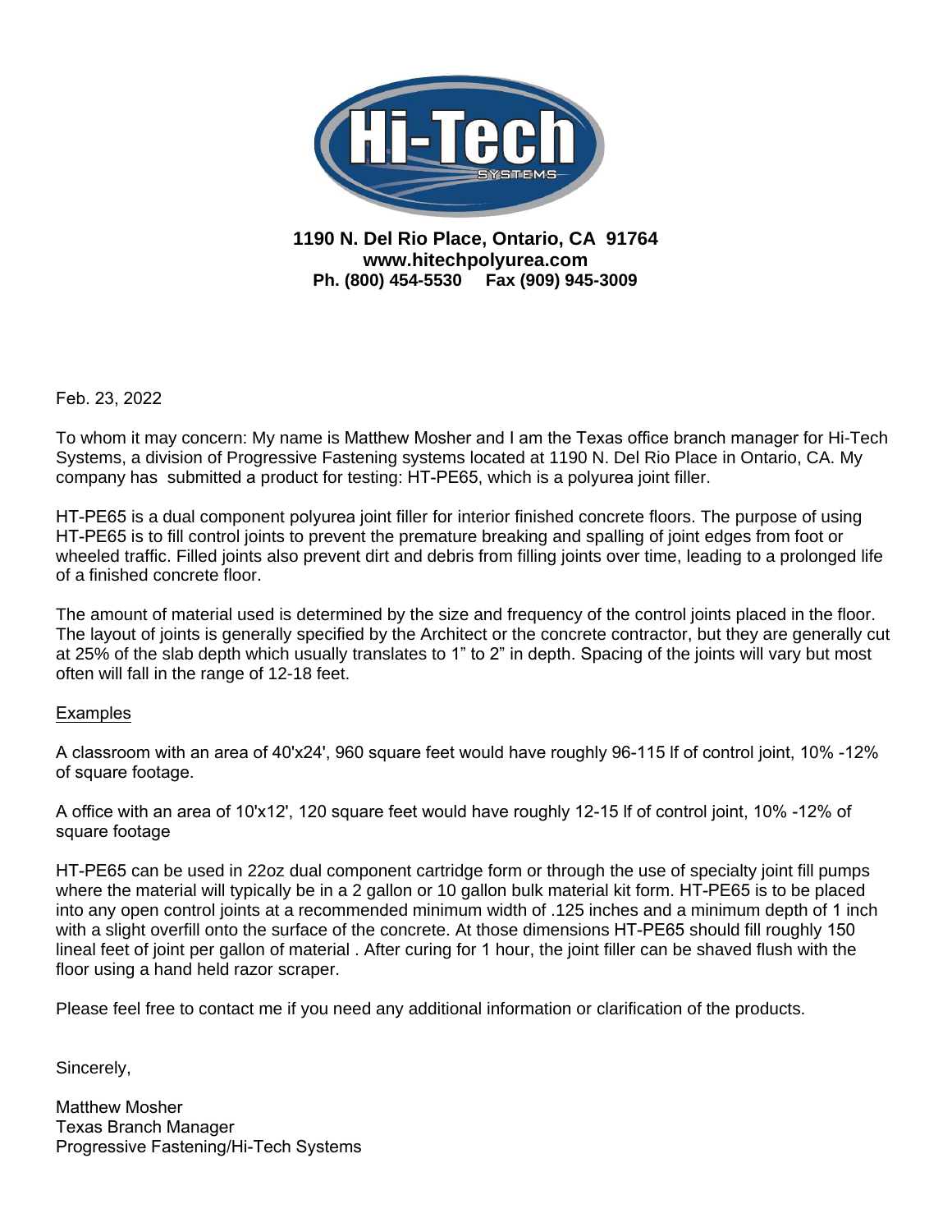**1190 N. Del Rio Place, Ontario, CA 91764**
**www.hitechpolyurea.com**
**Ph. (800) 454-5530 Fax (909) 945-3009**

Feb. 23, 2022

To whom it may concern: My name is Matthew Mosher and I am the Texas office branch manager for Hi-Tech Systems, a division of Progressive Fastening systems located at 1190 N. Del Rio Place in Ontario, CA. My company has submitted a product for testing: HT-PE65, which is a polyurea joint filler.

HT-PE65 is a dual component polyurea joint filler for interior finished concrete floors. The purpose of using HT-PE65 is to fill control joints to prevent the premature breaking and spalling of joint edges from foot or wheeled traffic. Filled joints also prevent dirt and debris from filling joints over time, leading to a prolonged life of a finished concrete floor.

The amount of material used is determined by the size and frequency of the control joints placed in the floor. The layout of joints is generally specified by the Architect or the concrete contractor, but they are generally cut at 25% of the slab depth which usually translates to 1" to 2" in depth. Spacing of the joints will vary but most often will fall in the range of 12-18 feet.

<u>Examples</u>

A classroom with an area of 40'x24', 960 square feet would have roughly 96-115 lf of control joint, 10% -12% of square footage.

A office with an area of 10'x12', 120 square feet would have roughly 12-15 lf of control joint, 10% -12% of square footage

HT-PE65 can be used in 22oz dual component cartridge form or through the use of specialty joint fill pumps where the material will typically be in a 2 gallon or 10 gallon bulk material kit form. HT-PE65 is to be placed into any open control joints at a recommended minimum width of .125 inches and a minimum depth of 1 inch with a slight overfill onto the surface of the concrete. At those dimensions HT-PE65 should fill roughly 150 lineal feet of joint per gallon of material . After curing for 1 hour, the joint filler can be shaved flush with the floor using a hand held razor scraper.

Please feel free to contact me if you need any additional information or clarification of the products.

Sincerely,

Matthew Mosher
Texas Branch Manager
Progressive Fastening/Hi-Tech Systems